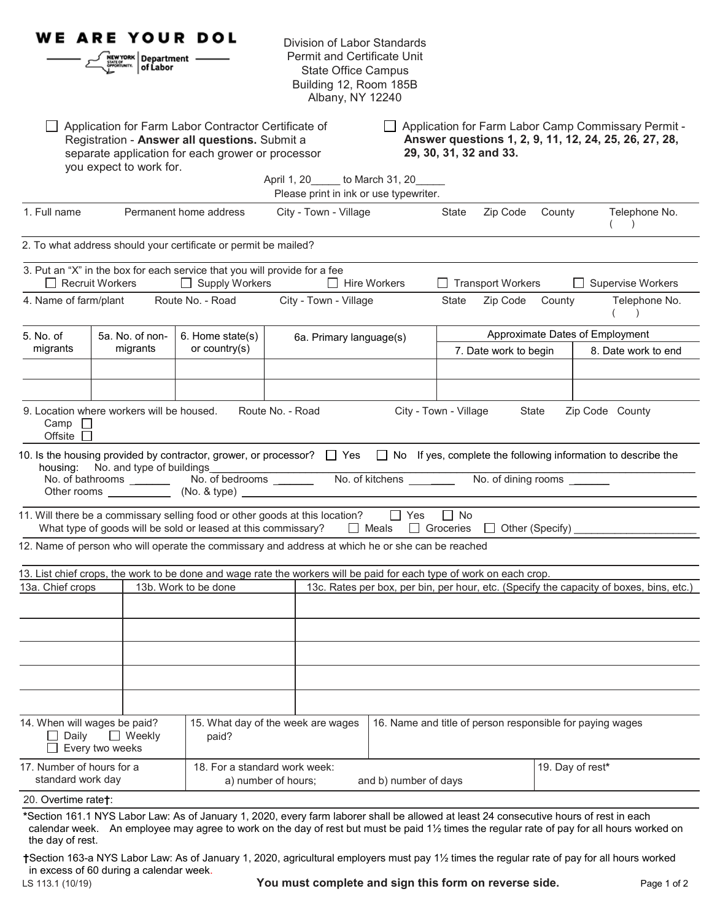**WE ARE YOUR DOL**

NEW YORK STATE OF OPPORTUNITY. Department of Labor

Division of Labor Standards
Permit and Certificate Unit
State Office Campus
Building 12, Room 185B
Albany, NY 12240

☐ Application for Farm Labor Contractor Certificate of Registration - **Answer all questions.** Submit a separate application for each grower or processor you expect to work for.

☐ Application for Farm Labor Camp Commissary Permit - **Answer questions 1, 2, 9, 11, 12, 24, 25, 26, 27, 28, 29, 30, 31, 32 and 33.**

April 1, 20_____ to March 31, 20_____

Please print in ink or use typewriter.

| 1. Full name | Permanent home address | City - Town - Village | State | Zip Code | County | Telephone No. ( ) |
|---|---|---|---|---|---|---|
| | | | | | | |

2. To what address should your certificate or permit be mailed?

3. Put an "X" in the box for each service that you will provide for a fee
☐ Recruit Workers ☐ Supply Workers ☐ Hire Workers ☐ Transport Workers ☐ Supervise Workers

| 4. Name of farm/plant | Route No. - Road | City - Town - Village | State | Zip Code | County | Telephone No. ( ) |
|---|---|---|---|---|---|---|
| | | | | | | |

| 5. No. of migrants | 5a. No. of non-migrants | 6. Home state(s) or country(s) | 6a. Primary language(s) | Approximate Dates of Employment | |
|---|---|---|---|---|---|
| | | | | 7. Date work to begin | 8. Date work to end |
| | | | | | |
| | | | | | |

9. Location where workers will be housed. Route No. - Road City - Town - Village State Zip Code County
Camp ☐
Offsite ☐

10. Is the housing provided by contractor, grower, or processor? ☐ Yes ☐ No If yes, complete the following information to describe the housing: No. and type of buildings_______
No. of bathrooms _______ No. of bedrooms _______ No. of kitchens _______ No. of dining rooms _______
Other rooms _______ (No. & type) _______

11. Will there be a commissary selling food or other goods at this location? ☐ Yes ☐ No
What type of goods will be sold or leased at this commissary? ☐ Meals ☐ Groceries ☐ Other (Specify) _______

12. Name of person who will operate the commissary and address at which he or she can be reached

13. List chief crops, the work to be done and wage rate the workers will be paid for each type of work on each crop.

| 13a. Chief crops | 13b. Work to be done | 13c. Rates per box, per bin, per hour, etc. (Specify the capacity of boxes, bins, etc.) |
|---|---|---|
| | | |
| | | |
| | | |
| | | |
| | | |

| 14. When will wages be paid? ☐ Daily ☐ Weekly ☐ Every two weeks | 15. What day of the week are wages paid? | 16. Name and title of person responsible for paying wages |
|---|---|---|

| 17. Number of hours for a standard work day | 18. For a standard work week: a) number of hours; and b) number of days | 19. Day of rest* |
|---|---|---|

20. Overtime rate†:

*Section 161.1 NYS Labor Law: As of January 1, 2020, every farm laborer shall be allowed at least 24 consecutive hours of rest in each calendar week. An employee may agree to work on the day of rest but must be paid 1½ times the regular rate of pay for all hours worked on the day of rest.

†Section 163-a NYS Labor Law: As of January 1, 2020, agricultural employers must pay 1½ times the regular rate of pay for all hours worked in excess of 60 during a calendar week.

LS 113.1 (10/19)

**You must complete and sign this form on reverse side.**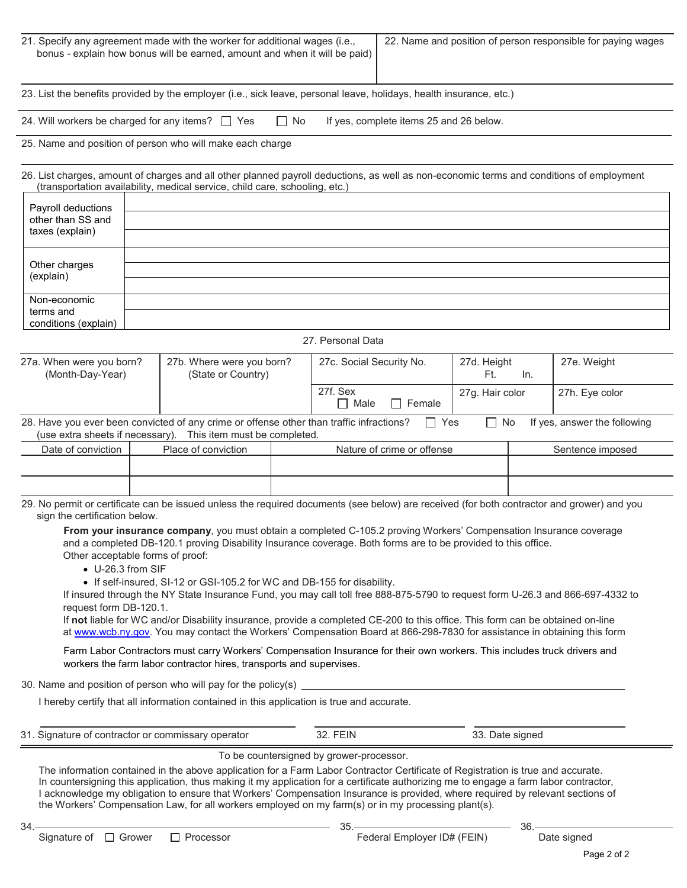| 21. Specify any agreement made with the worker for additional wages (i.e., bonus - explain how bonus will be earned, amount and when it will be paid) | 22. Name and position of person responsible for paying wages |
|---|---|
| | |

23. List the benefits provided by the employer (i.e., sick leave, personal leave, holidays, health insurance, etc.)

24. Will workers be charged for any items? ☐ Yes ☐ No If yes, complete items 25 and 26 below.

25. Name and position of person who will make each charge

26. List charges, amount of charges and all other planned payroll deductions, as well as non-economic terms and conditions of employment (transportation availability, medical service, child care, schooling, etc.)

| | |
|---|---|
| Payroll deductions other than SS and taxes (explain) | |
| Other charges (explain) | |
| Non-economic terms and conditions (explain) | |

27. Personal Data

| 27a. When were you born? (Month-Day-Year) | 27b. Where were you born? (State or Country) | 27c. Social Security No. | 27d. Height Ft. In. | 27e. Weight |
|---|---|---|---|---|
| | | 27f. Sex ☐ Male ☐ Female | 27g. Hair color | 27h. Eye color |

28. Have you ever been convicted of any crime or offense other than traffic infractions? ☐ Yes ☐ No If yes, answer the following (use extra sheets if necessary). This item must be completed.

| Date of conviction | Place of conviction | Nature of crime or offense | Sentence imposed |
|---|---|---|---|
| | | | |
| | | | |

29. No permit or certificate can be issued unless the required documents (see below) are received (for both contractor and grower) and you sign the certification below.

**From your insurance company**, you must obtain a completed C-105.2 proving Workers' Compensation Insurance coverage and a completed DB-120.1 proving Disability Insurance coverage. Both forms are to be provided to this office.
Other acceptable forms of proof:

- U-26.3 from SIF
- If self-insured, SI-12 or GSI-105.2 for WC and DB-155 for disability.

If insured through the NY State Insurance Fund, you may call toll free 888-875-5790 to request form U-26.3 and 866-697-4332 to request form DB-120.1.
If **not** liable for WC and/or Disability insurance, provide a completed CE-200 to this office. This form can be obtained on-line at www.wcb.ny.gov. You may contact the Workers' Compensation Board at 866-298-7830 for assistance in obtaining this form

Farm Labor Contractors must carry Workers' Compensation Insurance for their own workers. This includes truck drivers and workers the farm labor contractor hires, transports and supervises.

30. Name and position of person who will pay for the policy(s) ______________________________

I hereby certify that all information contained in this application is true and accurate.

| 31. Signature of contractor or commissary operator | 32. FEIN | 33. Date signed |
|---|---|---|
| | | |

To be countersigned by grower-processor.

The information contained in the above application for a Farm Labor Contractor Certificate of Registration is true and accurate. In countersigning this application, thus making it my application for a certificate authorizing me to engage a farm labor contractor, I acknowledge my obligation to ensure that Workers' Compensation Insurance is provided, where required by relevant sections of the Workers' Compensation Law, for all workers employed on my farm(s) or in my processing plant(s).

| 34. Signature of ☐ Grower ☐ Processor | 35. Federal Employer ID# (FEIN) | 36. Date signed |
|---|---|---|
| | | |